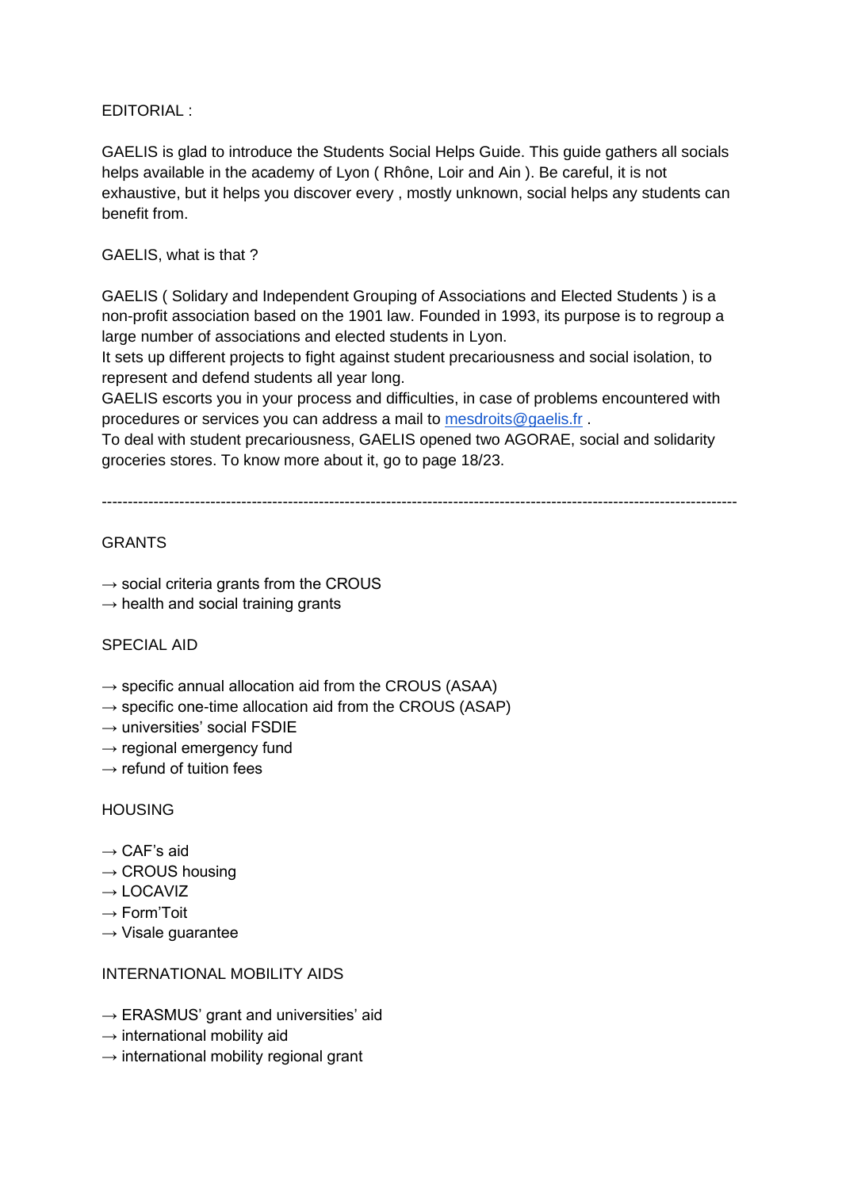EDITORIAL :

GAELIS is glad to introduce the Students Social Helps Guide. This guide gathers all socials helps available in the academy of Lyon ( Rhône, Loir and Ain ). Be careful, it is not exhaustive, but it helps you discover every , mostly unknown, social helps any students can benefit from.

GAELIS, what is that ?

GAELIS ( Solidary and Independent Grouping of Associations and Elected Students ) is a non-profit association based on the 1901 law. Founded in 1993, its purpose is to regroup a large number of associations and elected students in Lyon.
It sets up different projects to fight against student precariousness and social isolation, to represent and defend students all year long.
GAELIS escorts you in your process and difficulties, in case of problems encountered with procedures or services you can address a mail to [mesdroits@gaelis.fr](mailto:mesdroits@gaelis.fr) .
To deal with student precariousness, GAELIS opened two AGORAE, social and solidarity groceries stores. To know more about it, go to page 18/23.

---

GRANTS

→ social criteria grants from the CROUS
→ health and social training grants

SPECIAL AID

→ specific annual allocation aid from the CROUS (ASAA)
→ specific one-time allocation aid from the CROUS (ASAP)
→ universities' social FSDIE
→ regional emergency fund
→ refund of tuition fees

HOUSING

→ CAF's aid
→ CROUS housing
→ LOCAVIZ
→ Form'Toit
→ Visale guarantee

INTERNATIONAL MOBILITY AIDS

→ ERASMUS' grant and universities' aid
→ international mobility aid
→ international mobility regional grant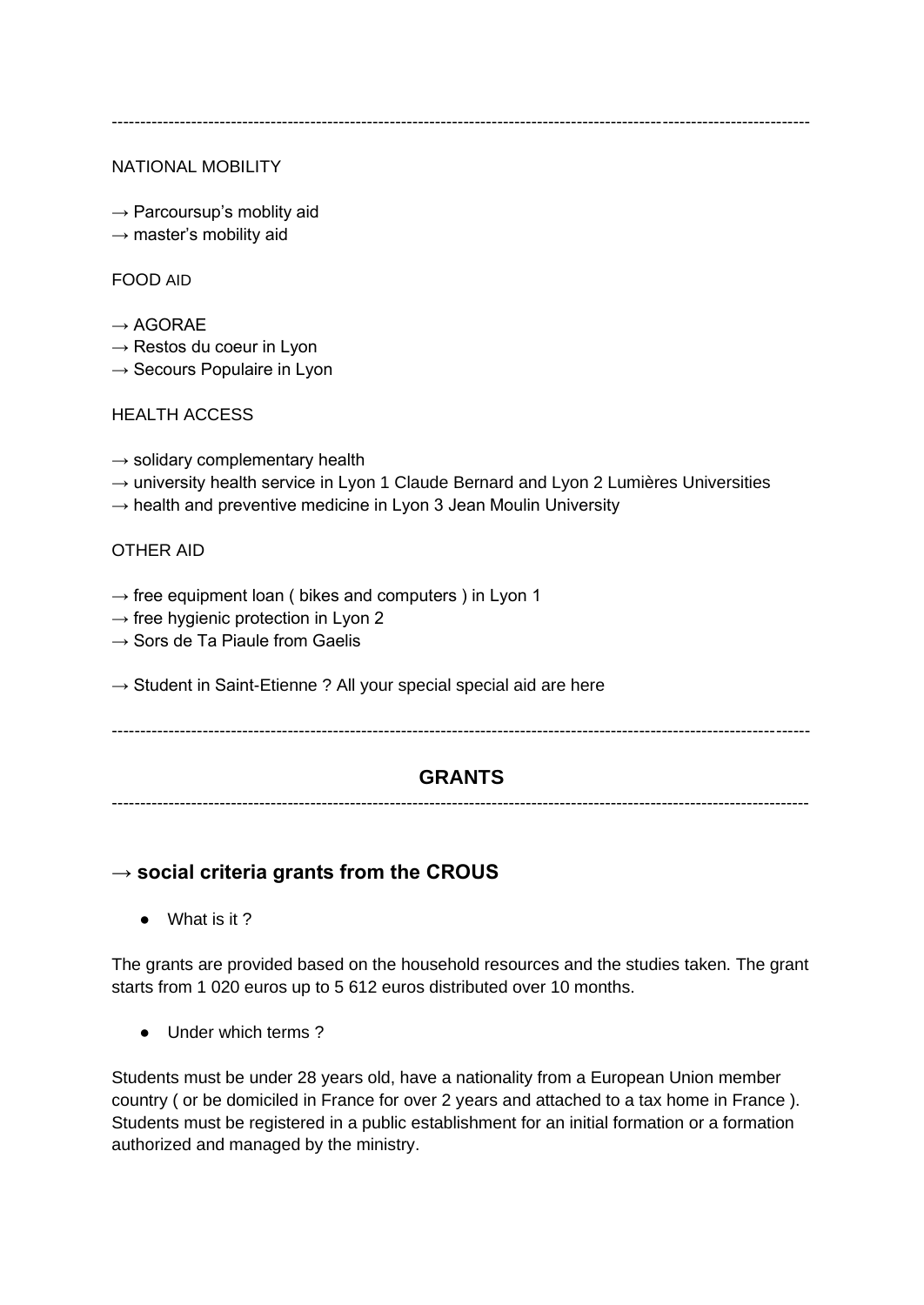---

NATIONAL MOBILITY

→ Parcoursup's moblity aid
→ master's mobility aid

FOOD AID

→ AGORAE
→ Restos du coeur in Lyon
→ Secours Populaire in Lyon

HEALTH ACCESS

→ solidary complementary health
→ university health service in Lyon 1 Claude Bernard and Lyon 2 Lumières Universities
→ health and preventive medicine in Lyon 3 Jean Moulin University

OTHER AID

→ free equipment loan ( bikes and computers ) in Lyon 1
→ free hygienic protection in Lyon 2
→ Sors de Ta Piaule from Gaelis

→ Student in Saint-Etienne ? All your special special aid are here

---

## GRANTS

---

### → social criteria grants from the CROUS

- What is it ?

The grants are provided based on the household resources and the studies taken. The grant starts from 1 020 euros up to 5 612 euros distributed over 10 months.

- Under which terms ?

Students must be under 28 years old, have a nationality from a European Union member country ( or be domiciled in France for over 2 years and attached to a tax home in France ). Students must be registered in a public establishment for an initial formation or a formation authorized and managed by the ministry.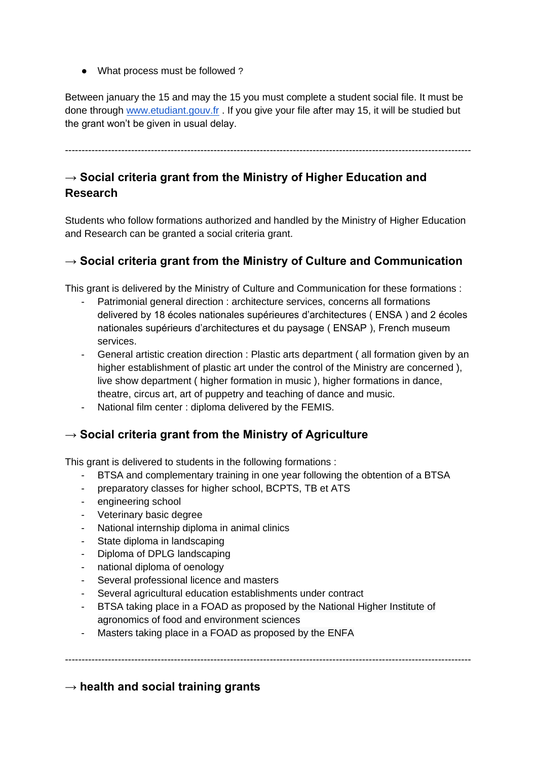- What process must be followed ?

Between january the 15 and may the 15 you must complete a student social file. It must be done through [www.etudiant.gouv.fr](http://www.etudiant.gouv.fr) . If you give your file after may 15, it will be studied but the grant won't be given in usual delay.

---

## → Social criteria grant from the Ministry of Higher Education and Research

Students who follow formations authorized and handled by the Ministry of Higher Education and Research can be granted a social criteria grant.

## → Social criteria grant from the Ministry of Culture and Communication

This grant is delivered by the Ministry of Culture and Communication for these formations :

- Patrimonial general direction : architecture services, concerns all formations delivered by 18 écoles nationales supérieures d'architectures ( ENSA ) and 2 écoles nationales supérieurs d'architectures et du paysage ( ENSAP ), French museum services.
- General artistic creation direction : Plastic arts department ( all formation given by an higher establishment of plastic art under the control of the Ministry are concerned ), live show department ( higher formation in music ), higher formations in dance, theatre, circus art, art of puppetry and teaching of dance and music.
- National film center : diploma delivered by the FEMIS.

## → Social criteria grant from the Ministry of Agriculture

This grant is delivered to students in the following formations :

- BTSA and complementary training in one year following the obtention of a BTSA
- preparatory classes for higher school, BCPTS, TB et ATS
- engineering school
- Veterinary basic degree
- National internship diploma in animal clinics
- State diploma in landscaping
- Diploma of DPLG landscaping
- national diploma of oenology
- Several professional licence and masters
- Several agricultural education establishments under contract
- BTSA taking place in a FOAD as proposed by the National Higher Institute of agronomics of food and environment sciences
- Masters taking place in a FOAD as proposed by the ENFA

---

## → health and social training grants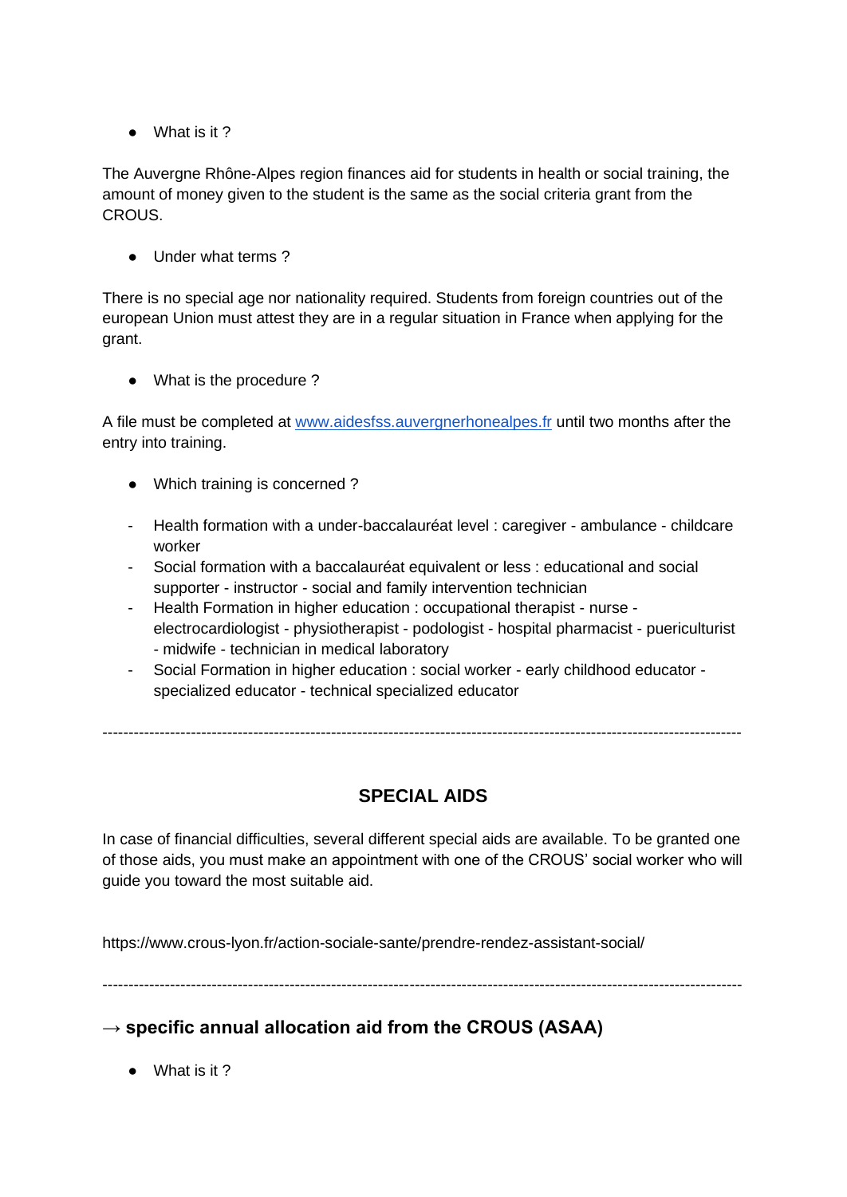- What is it ?

The Auvergne Rhône-Alpes region finances aid for students in health or social training, the amount of money given to the student is the same as the social criteria grant from the CROUS.

- Under what terms ?

There is no special age nor nationality required. Students from foreign countries out of the european Union must attest they are in a regular situation in France when applying for the grant.

- What is the procedure ?

A file must be completed at [www.aidesfss.auvergnerhonealpes.fr](http://www.aidesfss.auvergnerhonealpes.fr) until two months after the entry into training.

- Which training is concerned ?

- Health formation with a under-baccalauréat level : caregiver - ambulance - childcare worker
- Social formation with a baccalauréat equivalent or less : educational and social supporter - instructor - social and family intervention technician
- Health Formation in higher education : occupational therapist - nurse - electrocardiologist - physiotherapist - podologist - hospital pharmacist - puericulturist - midwife - technician in medical laboratory
- Social Formation in higher education : social worker - early childhood educator - specialized educator - technical specialized educator

---

## SPECIAL AIDS

In case of financial difficulties, several different special aids are available. To be granted one of those aids, you must make an appointment with one of the CROUS' social worker who will guide you toward the most suitable aid.

https://www.crous-lyon.fr/action-sociale-sante/prendre-rendez-assistant-social/

---

### → specific annual allocation aid from the CROUS (ASAA)

- What is it ?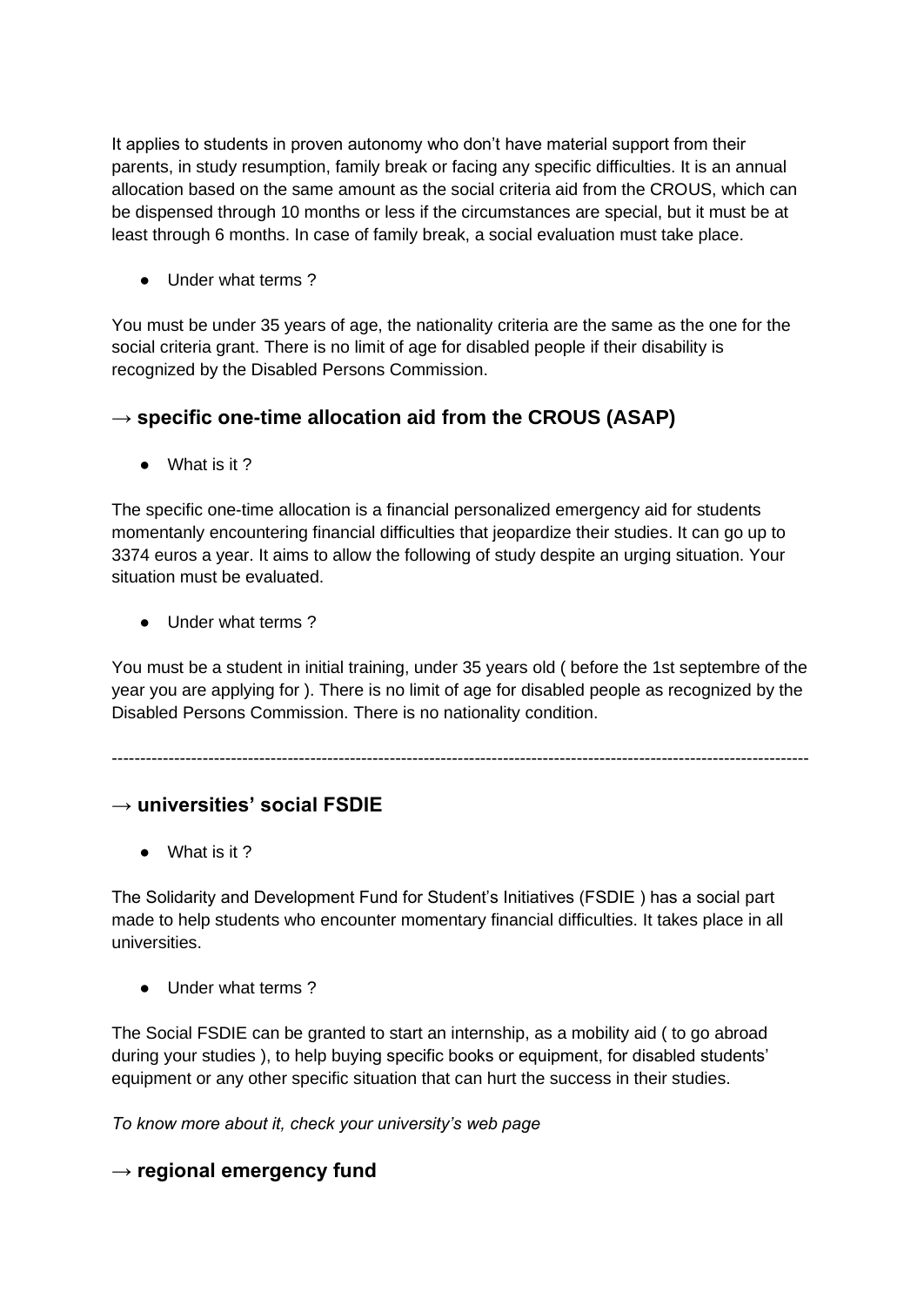It applies to students in proven autonomy who don't have material support from their parents, in study resumption, family break or facing any specific difficulties. It is an annual allocation based on the same amount as the social criteria aid from the CROUS, which can be dispensed through 10 months or less if the circumstances are special, but it must be at least through 6 months. In case of family break, a social evaluation must take place.

- Under what terms ?

You must be under 35 years of age, the nationality criteria are the same as the one for the social criteria grant. There is no limit of age for disabled people if their disability is recognized by the Disabled Persons Commission.

## → specific one-time allocation aid from the CROUS (ASAP)

- What is it ?

The specific one-time allocation is a financial personalized emergency aid for students momentanly encountering financial difficulties that jeopardize their studies. It can go up to 3374 euros a year. It aims to allow the following of study despite an urging situation. Your situation must be evaluated.

- Under what terms ?

You must be a student in initial training, under 35 years old ( before the 1st septembre of the year you are applying for ). There is no limit of age for disabled people as recognized by the Disabled Persons Commission. There is no nationality condition.

---

## → universities' social FSDIE

- What is it ?

The Solidarity and Development Fund for Student's Initiatives (FSDIE ) has a social part made to help students who encounter momentary financial difficulties. It takes place in all universities.

- Under what terms ?

The Social FSDIE can be granted to start an internship, as a mobility aid ( to go abroad during your studies ), to help buying specific books or equipment, for disabled students' equipment or any other specific situation that can hurt the success in their studies.

*To know more about it, check your university's web page*

## → regional emergency fund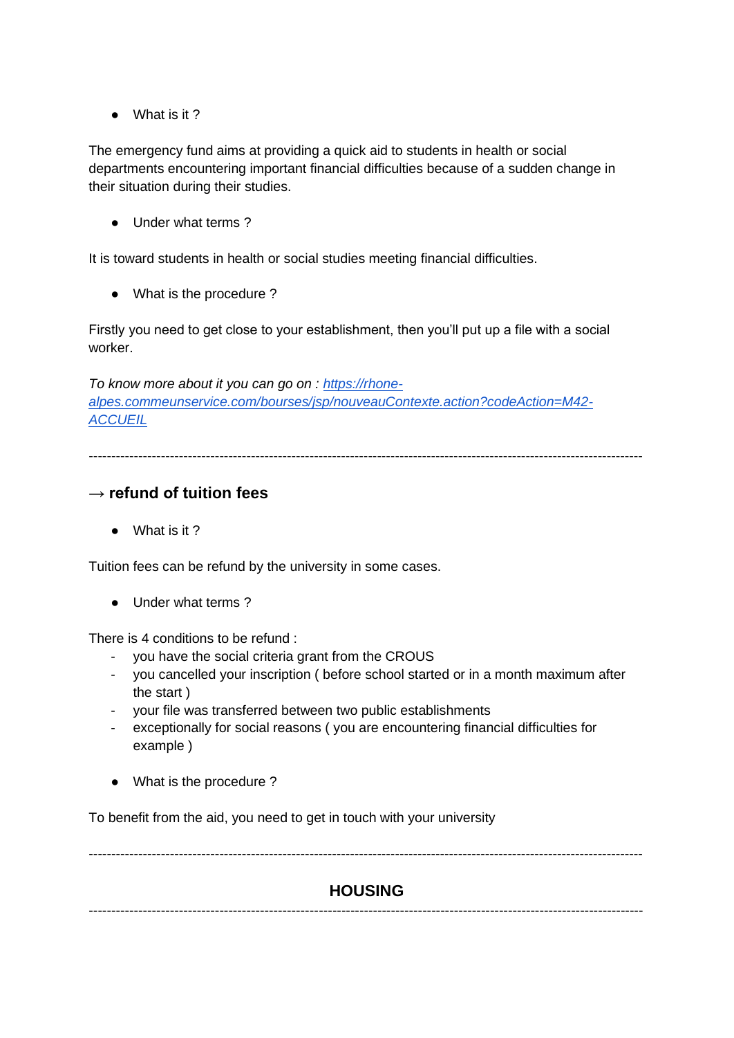- What is it ?

The emergency fund aims at providing a quick aid to students in health or social departments encountering important financial difficulties because of a sudden change in their situation during their studies.

- Under what terms ?

It is toward students in health or social studies meeting financial difficulties.

- What is the procedure ?

Firstly you need to get close to your establishment, then you'll put up a file with a social worker.

*To know more about it you can go on : [https://rhone-alpes.commeunservice.com/bourses/jsp/nouveauContexte.action?codeAction=M42-ACCUEIL](https://rhone-alpes.commeunservice.com/bourses/jsp/nouveauContexte.action?codeAction=M42-ACCUEIL)*

---

### → refund of tuition fees

- What is it ?

Tuition fees can be refund by the university in some cases.

- Under what terms ?

There is 4 conditions to be refund :

- you have the social criteria grant from the CROUS
- you cancelled your inscription ( before school started or in a month maximum after the start )
- your file was transferred between two public establishments
- exceptionally for social reasons ( you are encountering financial difficulties for example )

- What is the procedure ?

To benefit from the aid, you need to get in touch with your university

---

## HOUSING

---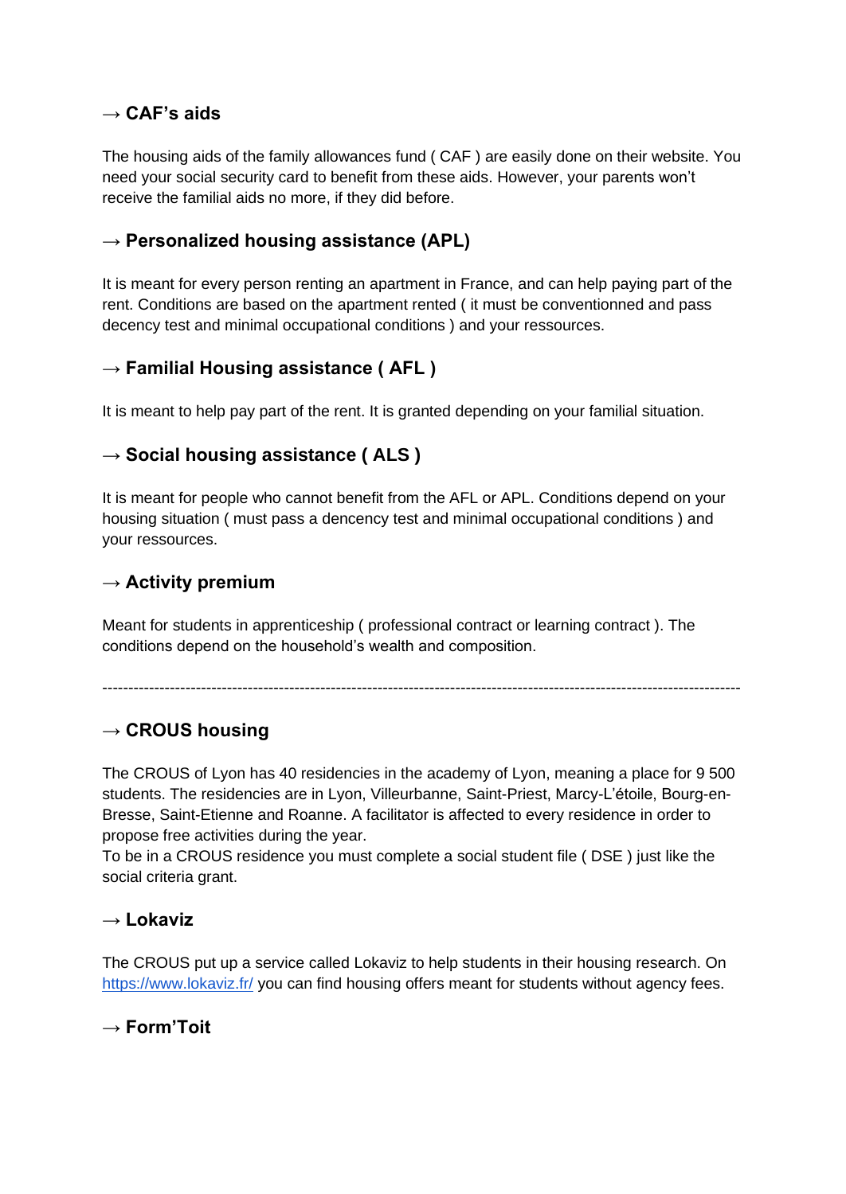### → CAF's aids

The housing aids of the family allowances fund ( CAF ) are easily done on their website. You need your social security card to benefit from these aids. However, your parents won't receive the familial aids no more, if they did before.

### → Personalized housing assistance (APL)

It is meant for every person renting an apartment in France, and can help paying part of the rent. Conditions are based on the apartment rented ( it must be conventionned and pass decency test and minimal occupational conditions ) and your ressources.

### → Familial Housing assistance ( AFL )

It is meant to help pay part of the rent. It is granted depending on your familial situation.

### → Social housing assistance ( ALS )

It is meant for people who cannot benefit from the AFL or APL. Conditions depend on your housing situation ( must pass a dencency test and minimal occupational conditions ) and your ressources.

### → Activity premium

Meant for students in apprenticeship ( professional contract or learning contract ). The conditions depend on the household's wealth and composition.

---

### → CROUS housing

The CROUS of Lyon has 40 residencies in the academy of Lyon, meaning a place for 9 500 students. The residencies are in Lyon, Villeurbanne, Saint-Priest, Marcy-L'étoile, Bourg-en-Bresse, Saint-Etienne and Roanne. A facilitator is affected to every residence in order to propose free activities during the year.
To be in a CROUS residence you must complete a social student file ( DSE ) just like the social criteria grant.

### → Lokaviz

The CROUS put up a service called Lokaviz to help students in their housing research. On [https://www.lokaviz.fr/](https://www.lokaviz.fr/) you can find housing offers meant for students without agency fees.

### → Form'Toit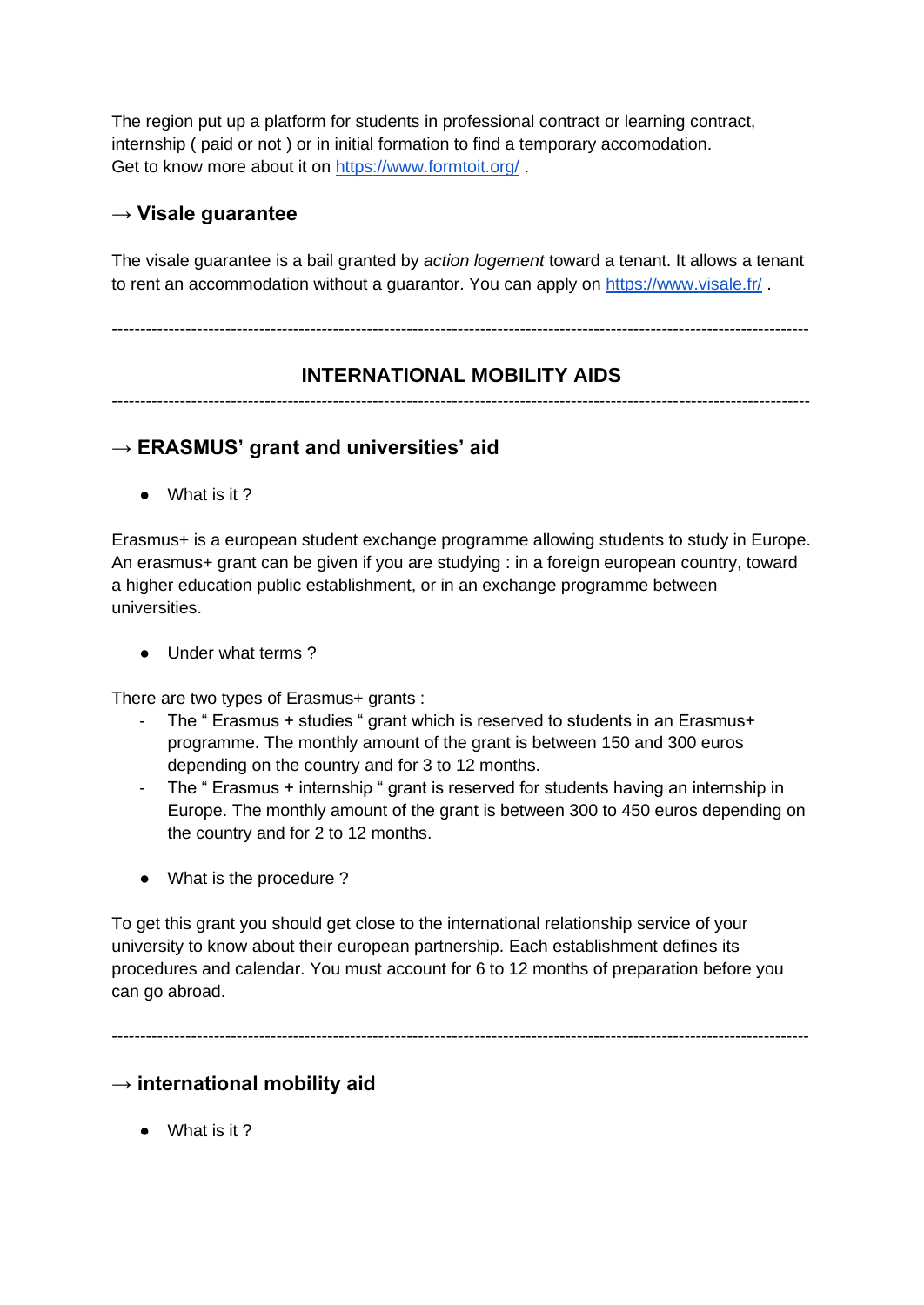The region put up a platform for students in professional contract or learning contract, internship ( paid or not ) or in initial formation to find a temporary accomodation.
Get to know more about it on [https://www.formtoit.org/](https://www.formtoit.org/) .

### → Visale guarantee

The visale guarantee is a bail granted by *action logement* toward a tenant. It allows a tenant to rent an accommodation without a guarantor. You can apply on [https://www.visale.fr/](https://www.visale.fr/) .

---

## INTERNATIONAL MOBILITY AIDS

---

### → ERASMUS' grant and universities' aid

- What is it ?

Erasmus+ is a european student exchange programme allowing students to study in Europe. An erasmus+ grant can be given if you are studying : in a foreign european country, toward a higher education public establishment, or in an exchange programme between universities.

- Under what terms ?

There are two types of Erasmus+ grants :

- The " Erasmus + studies " grant which is reserved to students in an Erasmus+ programme. The monthly amount of the grant is between 150 and 300 euros depending on the country and for 3 to 12 months.
- The " Erasmus + internship " grant is reserved for students having an internship in Europe. The monthly amount of the grant is between 300 to 450 euros depending on the country and for 2 to 12 months.

- What is the procedure ?

To get this grant you should get close to the international relationship service of your university to know about their european partnership. Each establishment defines its procedures and calendar. You must account for 6 to 12 months of preparation before you can go abroad.

---

### → international mobility aid

- What is it ?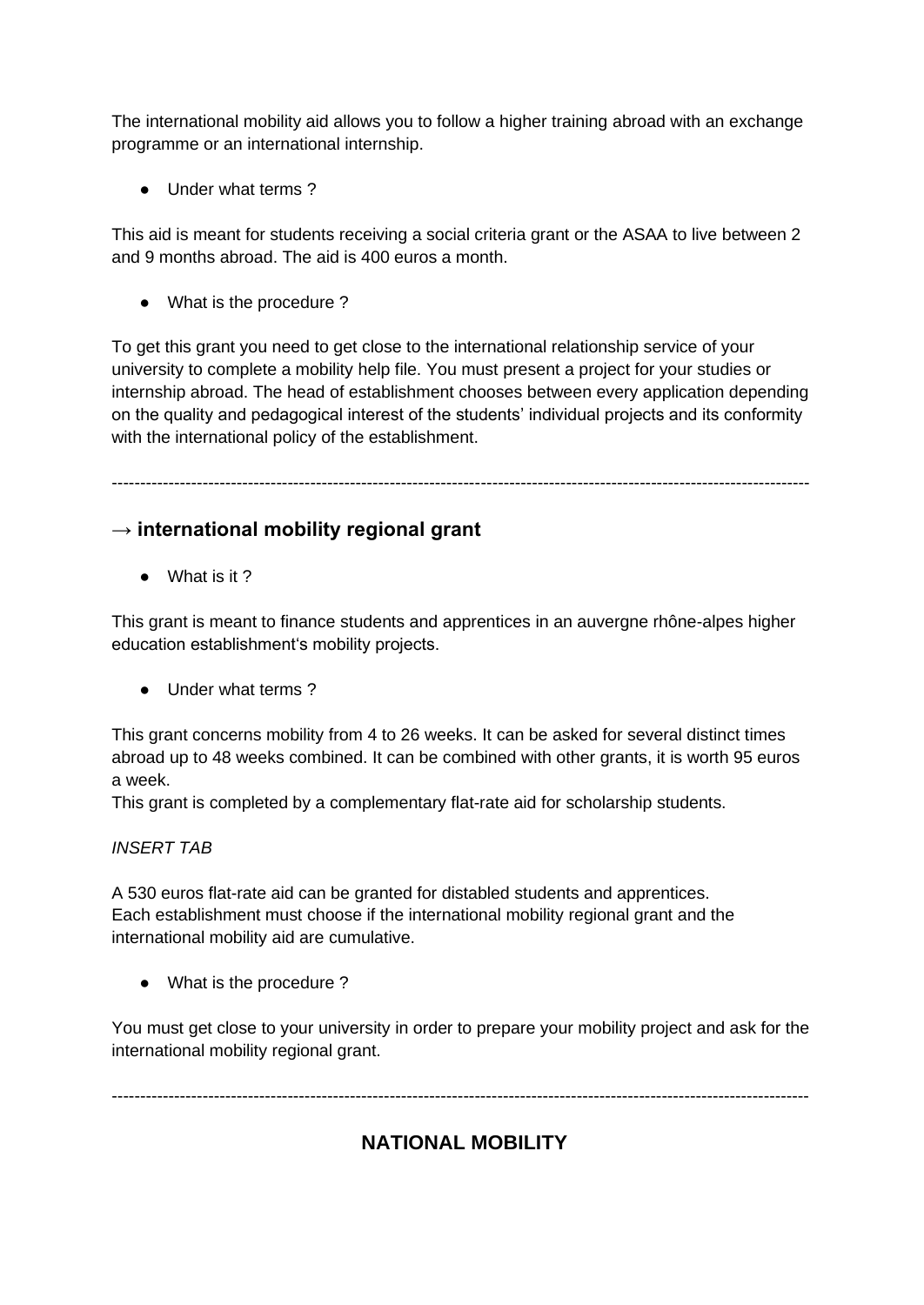The international mobility aid allows you to follow a higher training abroad with an exchange programme or an international internship.

- Under what terms ?

This aid is meant for students receiving a social criteria grant or the ASAA to live between 2 and 9 months abroad. The aid is 400 euros a month.

- What is the procedure ?

To get this grant you need to get close to the international relationship service of your university to complete a mobility help file. You must present a project for your studies or internship abroad. The head of establishment chooses between every application depending on the quality and pedagogical interest of the students' individual projects and its conformity with the international policy of the establishment.

---

### → international mobility regional grant

- What is it ?

This grant is meant to finance students and apprentices in an auvergne rhône-alpes higher education establishment's mobility projects.

- Under what terms ?

This grant concerns mobility from 4 to 26 weeks. It can be asked for several distinct times abroad up to 48 weeks combined. It can be combined with other grants, it is worth 95 euros a week.
This grant is completed by a complementary flat-rate aid for scholarship students.

*INSERT TAB*

A 530 euros flat-rate aid can be granted for distabled students and apprentices.
Each establishment must choose if the international mobility regional grant and the international mobility aid are cumulative.

- What is the procedure ?

You must get close to your university in order to prepare your mobility project and ask for the international mobility regional grant.

---

## NATIONAL MOBILITY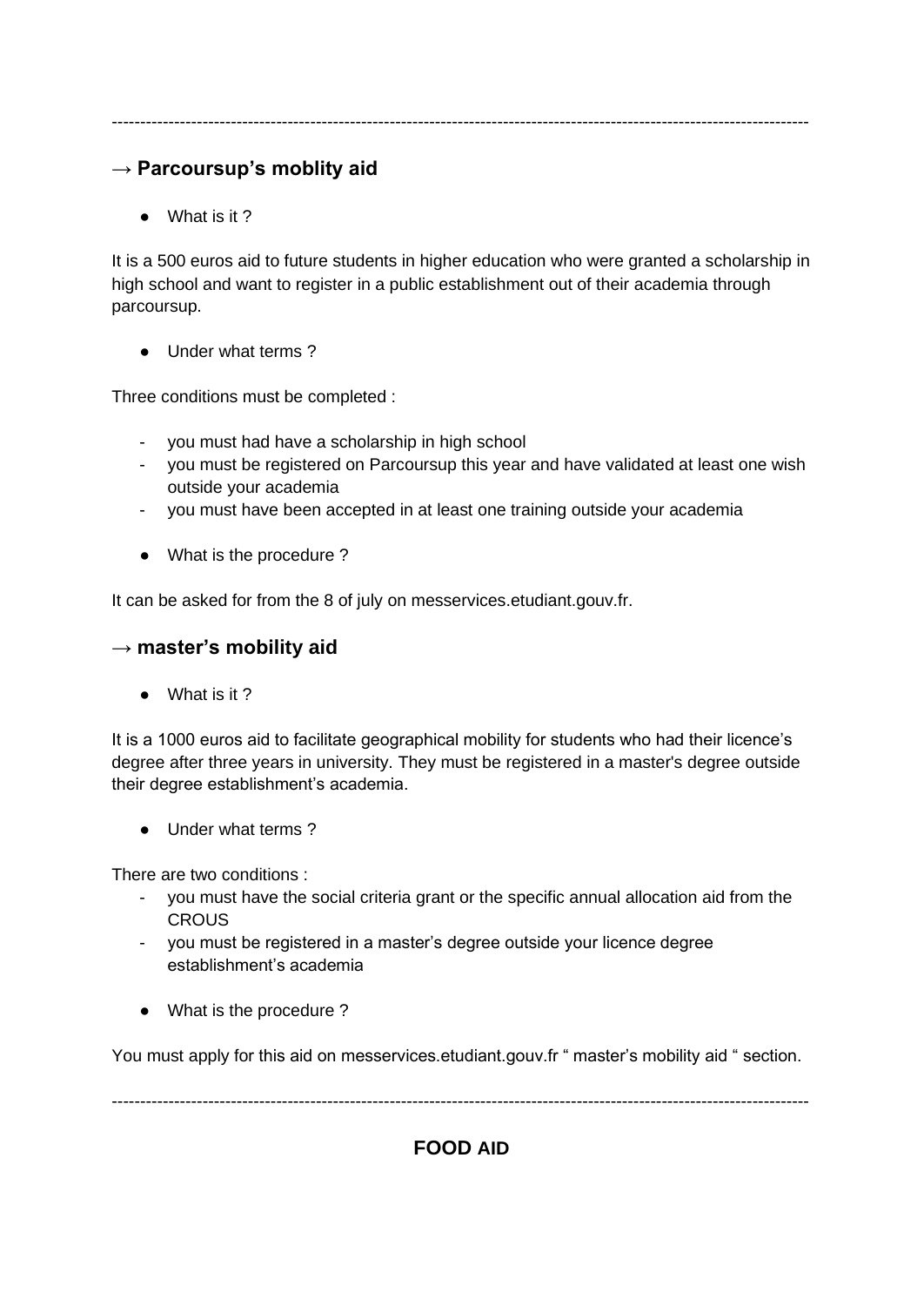---

## → Parcoursup's moblity aid

- What is it ?

It is a 500 euros aid to future students in higher education who were granted a scholarship in high school and want to register in a public establishment out of their academia through parcoursup.

- Under what terms ?

Three conditions must be completed :

- you must had have a scholarship in high school
- you must be registered on Parcoursup this year and have validated at least one wish outside your academia
- you must have been accepted in at least one training outside your academia

- What is the procedure ?

It can be asked for from the 8 of july on messervices.etudiant.gouv.fr.

## → master's mobility aid

- What is it ?

It is a 1000 euros aid to facilitate geographical mobility for students who had their licence's degree after three years in university. They must be registered in a master's degree outside their degree establishment's academia.

- Under what terms ?

There are two conditions :

- you must have the social criteria grant or the specific annual allocation aid from the CROUS
- you must be registered in a master's degree outside your licence degree establishment's academia

- What is the procedure ?

You must apply for this aid on messervices.etudiant.gouv.fr " master's mobility aid " section.

---

# FOOD AID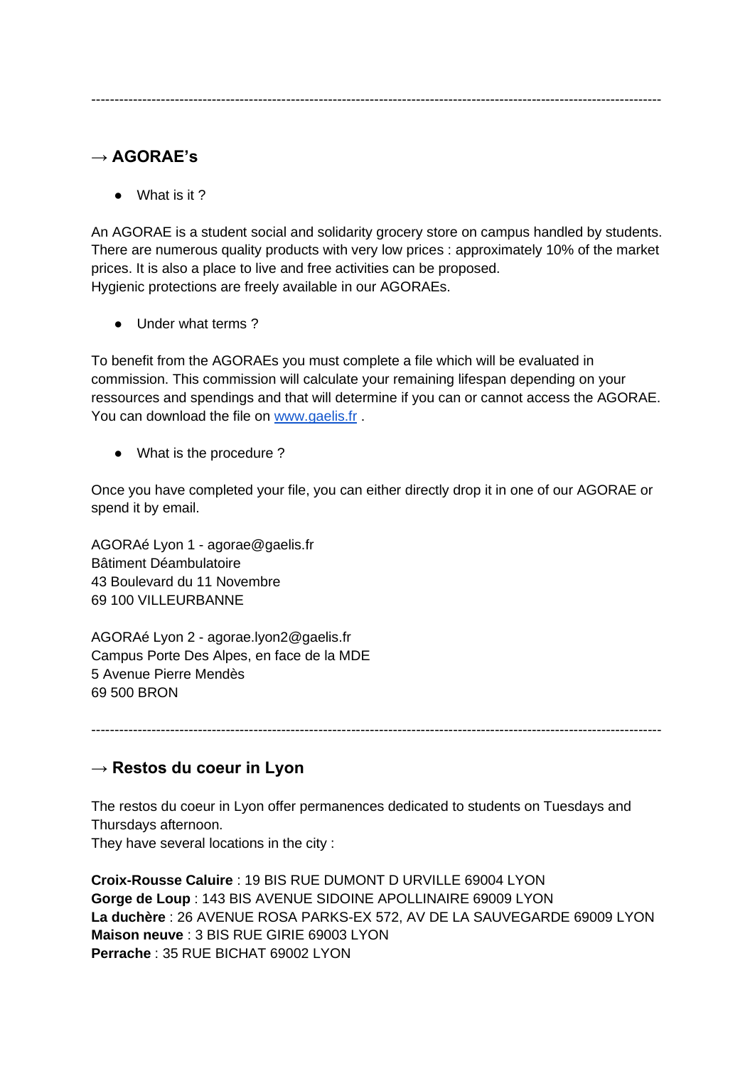---

## → AGORAE's

- What is it ?

An AGORAE is a student social and solidarity grocery store on campus handled by students. There are numerous quality products with very low prices : approximately 10% of the market prices. It is also a place to live and free activities can be proposed.
Hygienic protections are freely available in our AGORAEs.

- Under what terms ?

To benefit from the AGORAEs you must complete a file which will be evaluated in commission. This commission will calculate your remaining lifespan depending on your ressources and spendings and that will determine if you can or cannot access the AGORAE. You can download the file on [www.gaelis.fr](http://www.gaelis.fr) .

- What is the procedure ?

Once you have completed your file, you can either directly drop it in one of our AGORAE or spend it by email.

AGORAé Lyon 1 - agorae@gaelis.fr
Bâtiment Déambulatoire
43 Boulevard du 11 Novembre
69 100 VILLEURBANNE

AGORAé Lyon 2 - agorae.lyon2@gaelis.fr
Campus Porte Des Alpes, en face de la MDE
5 Avenue Pierre Mendès
69 500 BRON

---

## → Restos du coeur in Lyon

The restos du coeur in Lyon offer permanences dedicated to students on Tuesdays and Thursdays afternoon.
They have several locations in the city :

**Croix-Rousse Caluire** : 19 BIS RUE DUMONT D URVILLE 69004 LYON
**Gorge de Loup** : 143 BIS AVENUE SIDOINE APOLLINAIRE 69009 LYON
**La duchère** : 26 AVENUE ROSA PARKS-EX 572, AV DE LA SAUVEGARDE 69009 LYON
**Maison neuve** : 3 BIS RUE GIRIE 69003 LYON
**Perrache** : 35 RUE BICHAT 69002 LYON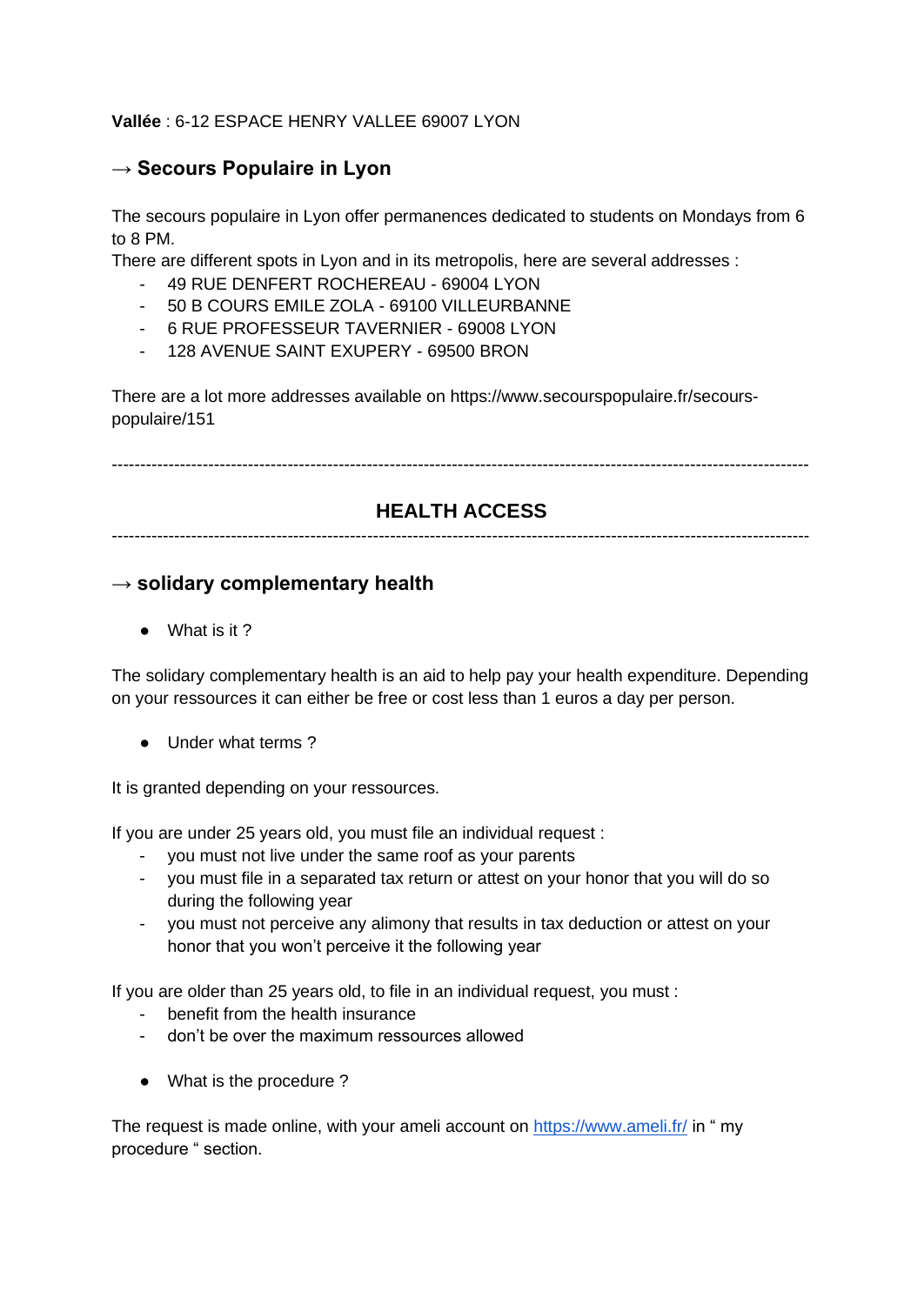**Vallée** : 6-12 ESPACE HENRY VALLEE 69007 LYON

### → Secours Populaire in Lyon

The secours populaire in Lyon offer permanences dedicated to students on Mondays from 6 to 8 PM.
There are different spots in Lyon and in its metropolis, here are several addresses :

- 49 RUE DENFERT ROCHEREAU - 69004 LYON
- 50 B COURS EMILE ZOLA - 69100 VILLEURBANNE
- 6 RUE PROFESSEUR TAVERNIER - 69008 LYON
- 128 AVENUE SAINT EXUPERY - 69500 BRON

There are a lot more addresses available on https://www.secourspopulaire.fr/secours-populaire/151

---

## HEALTH ACCESS

---

### → solidary complementary health

- What is it ?

The solidary complementary health is an aid to help pay your health expenditure. Depending on your ressources it can either be free or cost less than 1 euros a day per person.

- Under what terms ?

It is granted depending on your ressources.

If you are under 25 years old, you must file an individual request :

- you must not live under the same roof as your parents
- you must file in a separated tax return or attest on your honor that you will do so during the following year
- you must not perceive any alimony that results in tax deduction or attest on your honor that you won't perceive it the following year

If you are older than 25 years old, to file in an individual request, you must :

- benefit from the health insurance
- don't be over the maximum ressources allowed

- What is the procedure ?

The request is made online, with your ameli account on [https://www.ameli.fr/](https://www.ameli.fr/) in " my procedure " section.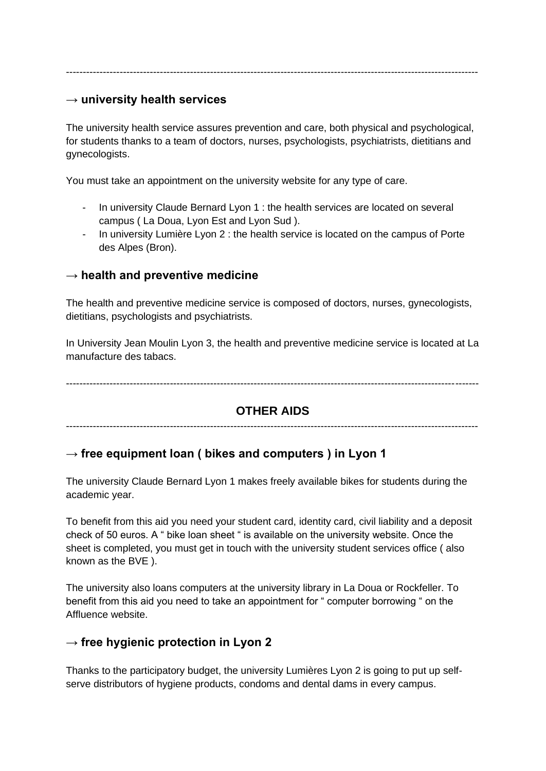---

### → university health services

The university health service assures prevention and care, both physical and psychological, for students thanks to a team of doctors, nurses, psychologists, psychiatrists, dietitians and gynecologists.

You must take an appointment on the university website for any type of care.

- In university Claude Bernard Lyon 1 : the health services are located on several campus ( La Doua, Lyon Est and Lyon Sud ).
- In university Lumière Lyon 2 : the health service is located on the campus of Porte des Alpes (Bron).

### → health and preventive medicine

The health and preventive medicine service is composed of doctors, nurses, gynecologists, dietitians, psychologists and psychiatrists.

In University Jean Moulin Lyon 3, the health and preventive medicine service is located at La manufacture des tabacs.

---

## OTHER AIDS

---

### → free equipment loan ( bikes and computers ) in Lyon 1

The university Claude Bernard Lyon 1 makes freely available bikes for students during the academic year.

To benefit from this aid you need your student card, identity card, civil liability and a deposit check of 50 euros. A " bike loan sheet " is available on the university website. Once the sheet is completed, you must get in touch with the university student services office ( also known as the BVE ).

The university also loans computers at the university library in La Doua or Rockfeller. To benefit from this aid you need to take an appointment for " computer borrowing " on the Affluence website.

### → free hygienic protection in Lyon 2

Thanks to the participatory budget, the university Lumières Lyon 2 is going to put up self-serve distributors of hygiene products, condoms and dental dams in every campus.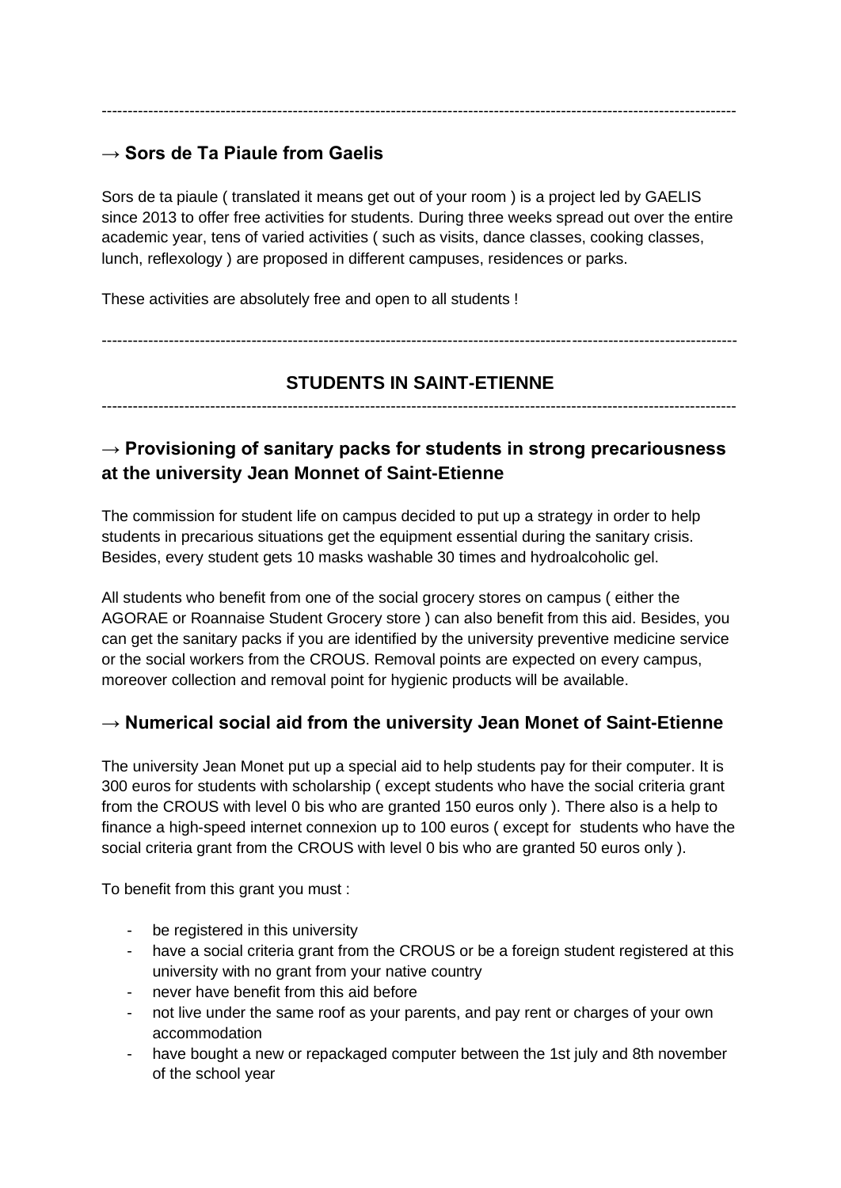---

### → Sors de Ta Piaule from Gaelis

Sors de ta piaule ( translated it means get out of your room ) is a project led by GAELIS since 2013 to offer free activities for students. During three weeks spread out over the entire academic year, tens of varied activities ( such as visits, dance classes, cooking classes, lunch, reflexology ) are proposed in different campuses, residences or parks.

These activities are absolutely free and open to all students !

---

## STUDENTS IN SAINT-ETIENNE

---

### → Provisioning of sanitary packs for students in strong precariousness at the university Jean Monnet of Saint-Etienne

The commission for student life on campus decided to put up a strategy in order to help students in precarious situations get the equipment essential during the sanitary crisis. Besides, every student gets 10 masks washable 30 times and hydroalcoholic gel.

All students who benefit from one of the social grocery stores on campus ( either the AGORAE or Roannaise Student Grocery store ) can also benefit from this aid. Besides, you can get the sanitary packs if you are identified by the university preventive medicine service or the social workers from the CROUS. Removal points are expected on every campus, moreover collection and removal point for hygienic products will be available.

### → Numerical social aid from the university Jean Monet of Saint-Etienne

The university Jean Monet put up a special aid to help students pay for their computer. It is 300 euros for students with scholarship ( except students who have the social criteria grant from the CROUS with level 0 bis who are granted 150 euros only ). There also is a help to finance a high-speed internet connexion up to 100 euros ( except for students who have the social criteria grant from the CROUS with level 0 bis who are granted 50 euros only ).

To benefit from this grant you must :

- be registered in this university
- have a social criteria grant from the CROUS or be a foreign student registered at this university with no grant from your native country
- never have benefit from this aid before
- not live under the same roof as your parents, and pay rent or charges of your own accommodation
- have bought a new or repackaged computer between the 1st july and 8th november of the school year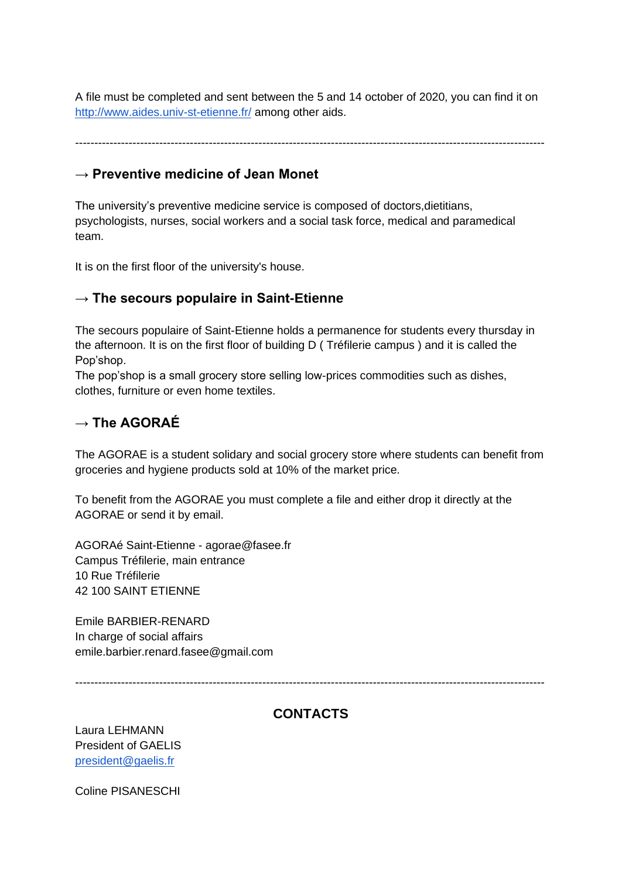A file must be completed and sent between the 5 and 14 october of 2020, you can find it on [http://www.aides.univ-st-etienne.fr/](http://www.aides.univ-st-etienne.fr/) among other aids.

---

### → Preventive medicine of Jean Monet

The university's preventive medicine service is composed of doctors,dietitians, psychologists, nurses, social workers and a social task force, medical and paramedical team.

It is on the first floor of the university's house.

### → The secours populaire in Saint-Etienne

The secours populaire of Saint-Etienne holds a permanence for students every thursday in the afternoon. It is on the first floor of building D ( Tréfilerie campus ) and it is called the Pop'shop.
The pop'shop is a small grocery store selling low-prices commodities such as dishes, clothes, furniture or even home textiles.

### → The AGORAÉ

The AGORAE is a student solidary and social grocery store where students can benefit from groceries and hygiene products sold at 10% of the market price.

To benefit from the AGORAE you must complete a file and either drop it directly at the AGORAE or send it by email.

AGORAé Saint-Etienne - agorae@fasee.fr
Campus Tréfilerie, main entrance
10 Rue Tréfilerie
42 100 SAINT ETIENNE

Emile BARBIER-RENARD
In charge of social affairs
emile.barbier.renard.fasee@gmail.com

---

## CONTACTS

Laura LEHMANN
President of GAELIS
[president@gaelis.fr](mailto:president@gaelis.fr)

Coline PISANESCHI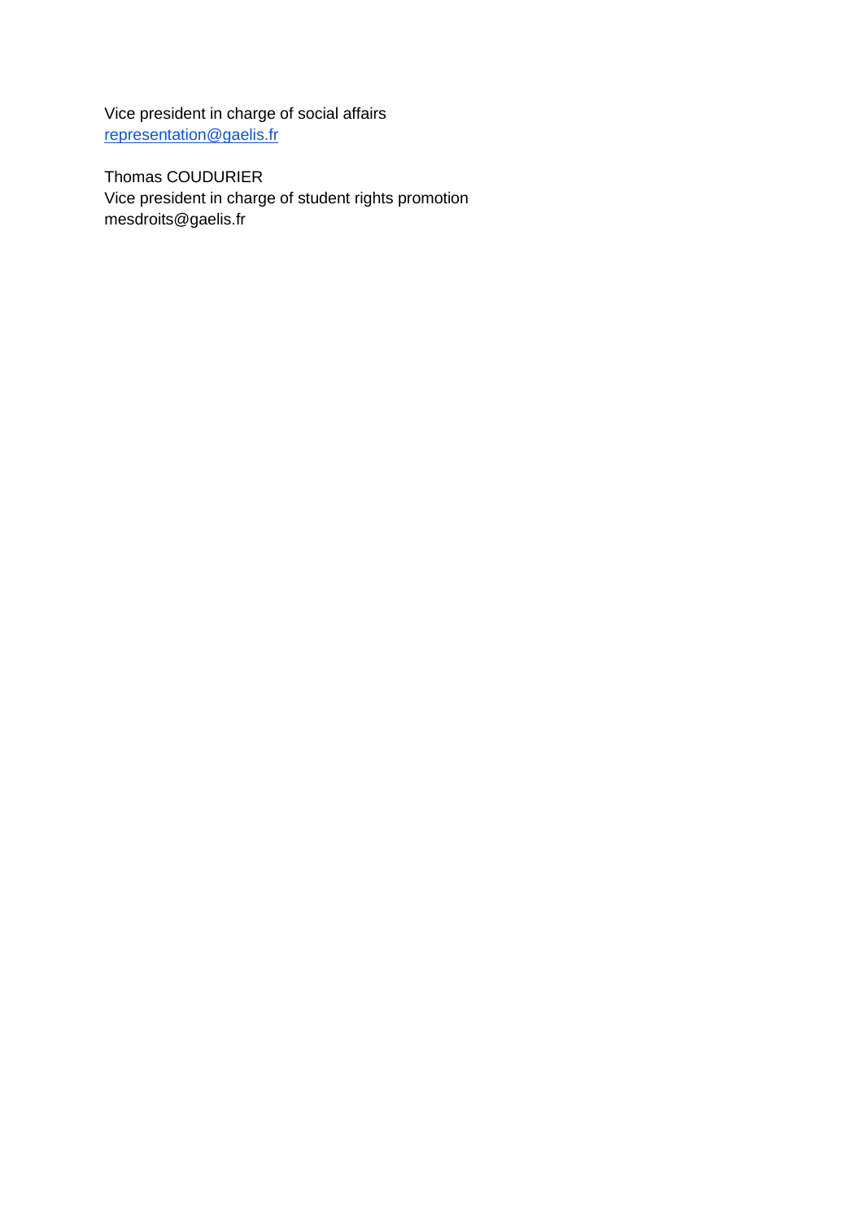Vice president in charge of social affairs
representation@gaelis.fr

Thomas COUDURIER
Vice president in charge of student rights promotion
mesdroits@gaelis.fr